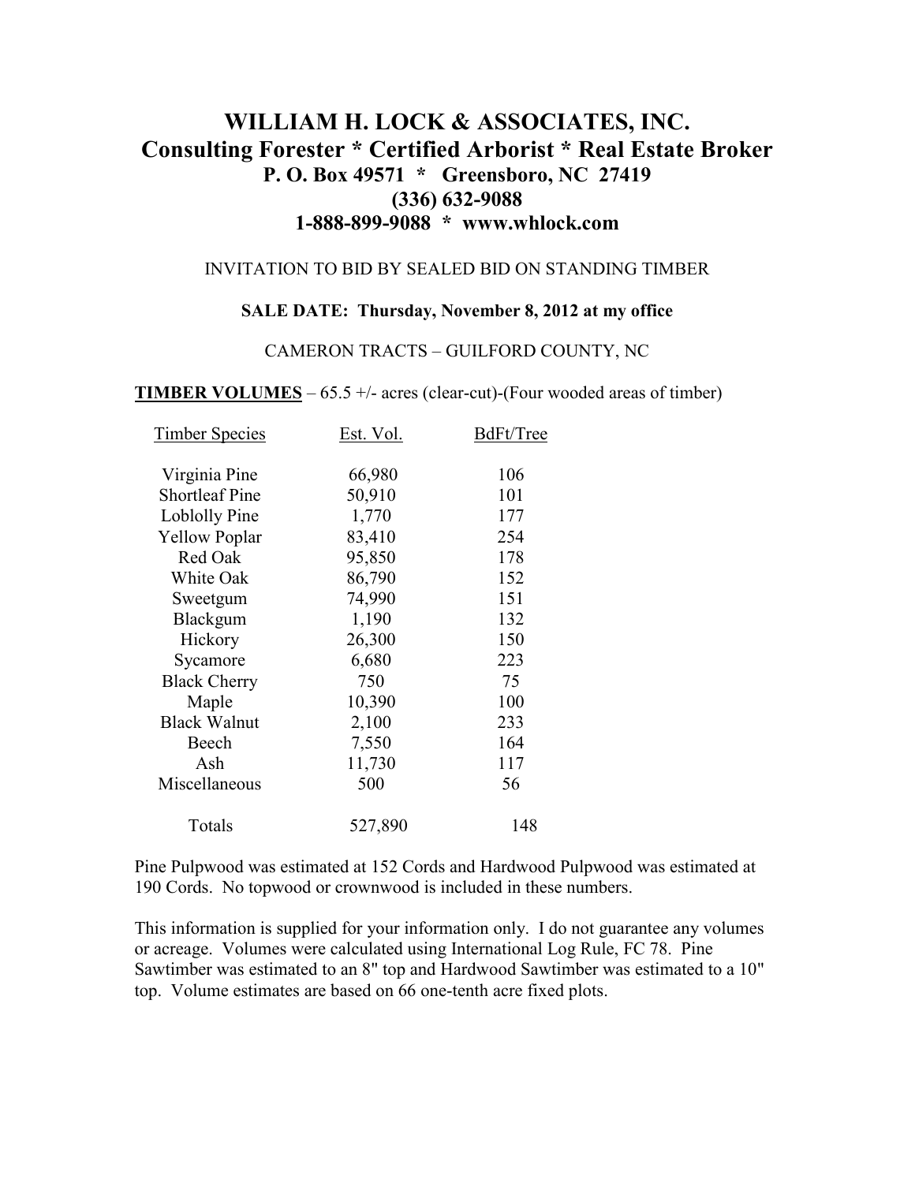# WILLIAM H. LOCK & ASSOCIATES, INC.

## Consulting Forester * Certified Arborist * Real Estate Broker

**P. O. Box 49571 * Greensboro, NC 27419**
**(336) 632-9088**
**1-888-899-9088 * www.whlock.com**

INVITATION TO BID BY SEALED BID ON STANDING TIMBER

**SALE DATE: Thursday, November 8, 2012 at my office**

CAMERON TRACTS – GUILFORD COUNTY, NC

**TIMBER VOLUMES** – 65.5 +/- acres (clear-cut)-(Four wooded areas of timber)

| Timber Species | Est. Vol. | BdFt/Tree |
|---|---|---|
| Virginia Pine | 66,980 | 106 |
| Shortleaf Pine | 50,910 | 101 |
| Loblolly Pine | 1,770 | 177 |
| Yellow Poplar | 83,410 | 254 |
| Red Oak | 95,850 | 178 |
| White Oak | 86,790 | 152 |
| Sweetgum | 74,990 | 151 |
| Blackgum | 1,190 | 132 |
| Hickory | 26,300 | 150 |
| Sycamore | 6,680 | 223 |
| Black Cherry | 750 | 75 |
| Maple | 10,390 | 100 |
| Black Walnut | 2,100 | 233 |
| Beech | 7,550 | 164 |
| Ash | 11,730 | 117 |
| Miscellaneous | 500 | 56 |
| Totals | 527,890 | 148 |

Pine Pulpwood was estimated at 152 Cords and Hardwood Pulpwood was estimated at 190 Cords. No topwood or crownwood is included in these numbers.

This information is supplied for your information only. I do not guarantee any volumes or acreage. Volumes were calculated using International Log Rule, FC 78. Pine Sawtimber was estimated to an 8" top and Hardwood Sawtimber was estimated to a 10" top. Volume estimates are based on 66 one-tenth acre fixed plots.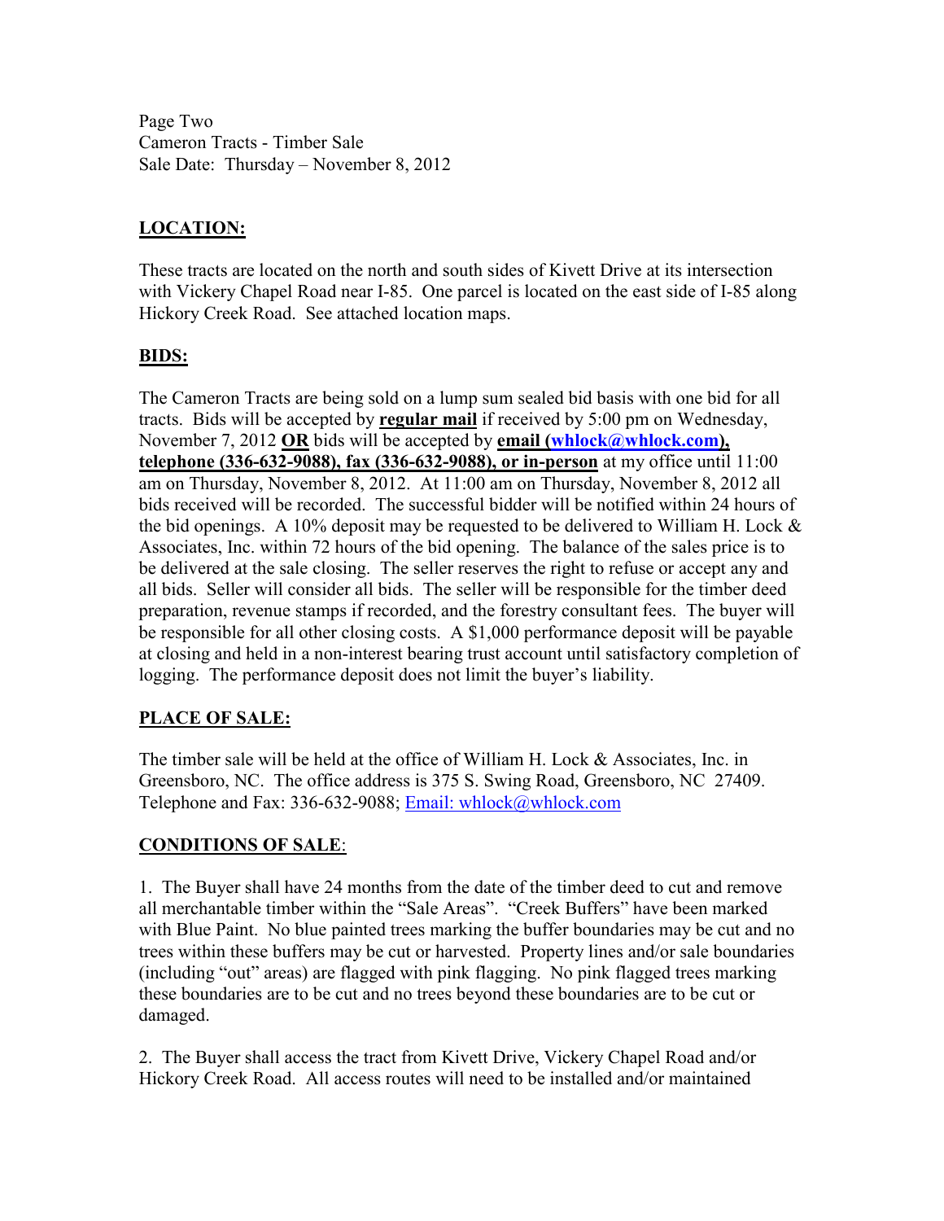Page Two
Cameron Tracts - Timber Sale
Sale Date: Thursday – November 8, 2012

## LOCATION:

These tracts are located on the north and south sides of Kivett Drive at its intersection with Vickery Chapel Road near I-85. One parcel is located on the east side of I-85 along Hickory Creek Road. See attached location maps.

## BIDS:

The Cameron Tracts are being sold on a lump sum sealed bid basis with one bid for all tracts. Bids will be accepted by **regular mail** if received by 5:00 pm on Wednesday, November 7, 2012 **OR** bids will be accepted by **email (whlock@whlock.com), telephone (336-632-9088), fax (336-632-9088), or in-person** at my office until 11:00 am on Thursday, November 8, 2012. At 11:00 am on Thursday, November 8, 2012 all bids received will be recorded. The successful bidder will be notified within 24 hours of the bid openings. A 10% deposit may be requested to be delivered to William H. Lock & Associates, Inc. within 72 hours of the bid opening. The balance of the sales price is to be delivered at the sale closing. The seller reserves the right to refuse or accept any and all bids. Seller will consider all bids. The seller will be responsible for the timber deed preparation, revenue stamps if recorded, and the forestry consultant fees. The buyer will be responsible for all other closing costs. A $1,000 performance deposit will be payable at closing and held in a non-interest bearing trust account until satisfactory completion of logging. The performance deposit does not limit the buyer's liability.

## PLACE OF SALE:

The timber sale will be held at the office of William H. Lock & Associates, Inc. in Greensboro, NC. The office address is 375 S. Swing Road, Greensboro, NC 27409. Telephone and Fax: 336-632-9088; Email: whlock@whlock.com

## CONDITIONS OF SALE:

1. The Buyer shall have 24 months from the date of the timber deed to cut and remove all merchantable timber within the "Sale Areas". "Creek Buffers" have been marked with Blue Paint. No blue painted trees marking the buffer boundaries may be cut and no trees within these buffers may be cut or harvested. Property lines and/or sale boundaries (including "out" areas) are flagged with pink flagging. No pink flagged trees marking these boundaries are to be cut and no trees beyond these boundaries are to be cut or damaged.

2. The Buyer shall access the tract from Kivett Drive, Vickery Chapel Road and/or Hickory Creek Road. All access routes will need to be installed and/or maintained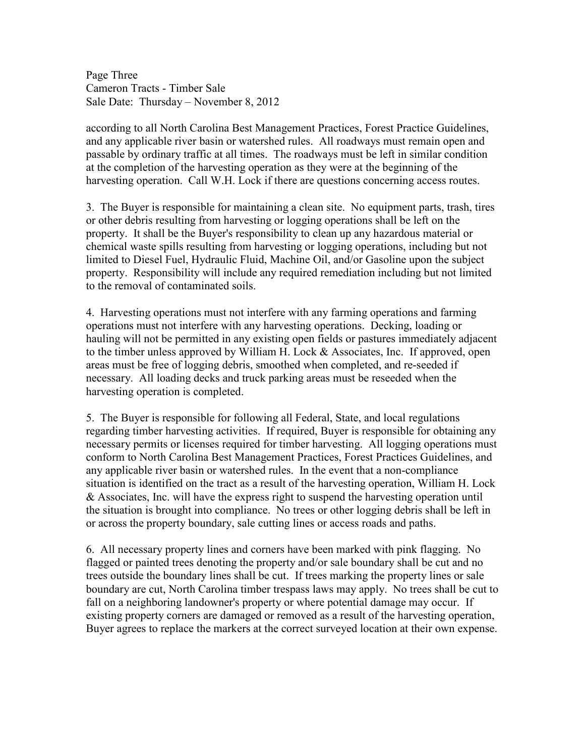according to all North Carolina Best Management Practices, Forest Practice Guidelines, and any applicable river basin or watershed rules. All roadways must remain open and passable by ordinary traffic at all times. The roadways must be left in similar condition at the completion of the harvesting operation as they were at the beginning of the harvesting operation. Call W.H. Lock if there are questions concerning access routes.

3. The Buyer is responsible for maintaining a clean site. No equipment parts, trash, tires or other debris resulting from harvesting or logging operations shall be left on the property. It shall be the Buyer's responsibility to clean up any hazardous material or chemical waste spills resulting from harvesting or logging operations, including but not limited to Diesel Fuel, Hydraulic Fluid, Machine Oil, and/or Gasoline upon the subject property. Responsibility will include any required remediation including but not limited to the removal of contaminated soils.

4. Harvesting operations must not interfere with any farming operations and farming operations must not interfere with any harvesting operations. Decking, loading or hauling will not be permitted in any existing open fields or pastures immediately adjacent to the timber unless approved by William H. Lock & Associates, Inc. If approved, open areas must be free of logging debris, smoothed when completed, and re-seeded if necessary. All loading decks and truck parking areas must be reseeded when the harvesting operation is completed.

5. The Buyer is responsible for following all Federal, State, and local regulations regarding timber harvesting activities. If required, Buyer is responsible for obtaining any necessary permits or licenses required for timber harvesting. All logging operations must conform to North Carolina Best Management Practices, Forest Practices Guidelines, and any applicable river basin or watershed rules. In the event that a non-compliance situation is identified on the tract as a result of the harvesting operation, William H. Lock & Associates, Inc. will have the express right to suspend the harvesting operation until the situation is brought into compliance. No trees or other logging debris shall be left in or across the property boundary, sale cutting lines or access roads and paths.

6. All necessary property lines and corners have been marked with pink flagging. No flagged or painted trees denoting the property and/or sale boundary shall be cut and no trees outside the boundary lines shall be cut. If trees marking the property lines or sale boundary are cut, North Carolina timber trespass laws may apply. No trees shall be cut to fall on a neighboring landowner's property or where potential damage may occur. If existing property corners are damaged or removed as a result of the harvesting operation, Buyer agrees to replace the markers at the correct surveyed location at their own expense.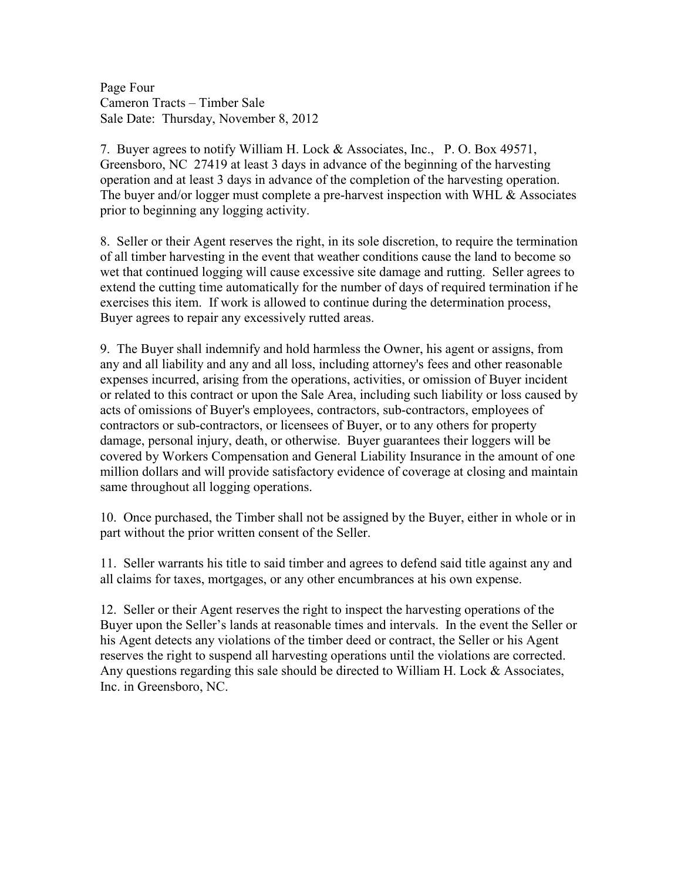7. Buyer agrees to notify William H. Lock & Associates, Inc., P. O. Box 49571, Greensboro, NC 27419 at least 3 days in advance of the beginning of the harvesting operation and at least 3 days in advance of the completion of the harvesting operation. The buyer and/or logger must complete a pre-harvest inspection with WHL & Associates prior to beginning any logging activity.

8. Seller or their Agent reserves the right, in its sole discretion, to require the termination of all timber harvesting in the event that weather conditions cause the land to become so wet that continued logging will cause excessive site damage and rutting. Seller agrees to extend the cutting time automatically for the number of days of required termination if he exercises this item. If work is allowed to continue during the determination process, Buyer agrees to repair any excessively rutted areas.

9. The Buyer shall indemnify and hold harmless the Owner, his agent or assigns, from any and all liability and any and all loss, including attorney's fees and other reasonable expenses incurred, arising from the operations, activities, or omission of Buyer incident or related to this contract or upon the Sale Area, including such liability or loss caused by acts of omissions of Buyer's employees, contractors, sub-contractors, employees of contractors or sub-contractors, or licensees of Buyer, or to any others for property damage, personal injury, death, or otherwise. Buyer guarantees their loggers will be covered by Workers Compensation and General Liability Insurance in the amount of one million dollars and will provide satisfactory evidence of coverage at closing and maintain same throughout all logging operations.

10. Once purchased, the Timber shall not be assigned by the Buyer, either in whole or in part without the prior written consent of the Seller.

11. Seller warrants his title to said timber and agrees to defend said title against any and all claims for taxes, mortgages, or any other encumbrances at his own expense.

12. Seller or their Agent reserves the right to inspect the harvesting operations of the Buyer upon the Seller's lands at reasonable times and intervals. In the event the Seller or his Agent detects any violations of the timber deed or contract, the Seller or his Agent reserves the right to suspend all harvesting operations until the violations are corrected. Any questions regarding this sale should be directed to William H. Lock & Associates, Inc. in Greensboro, NC.